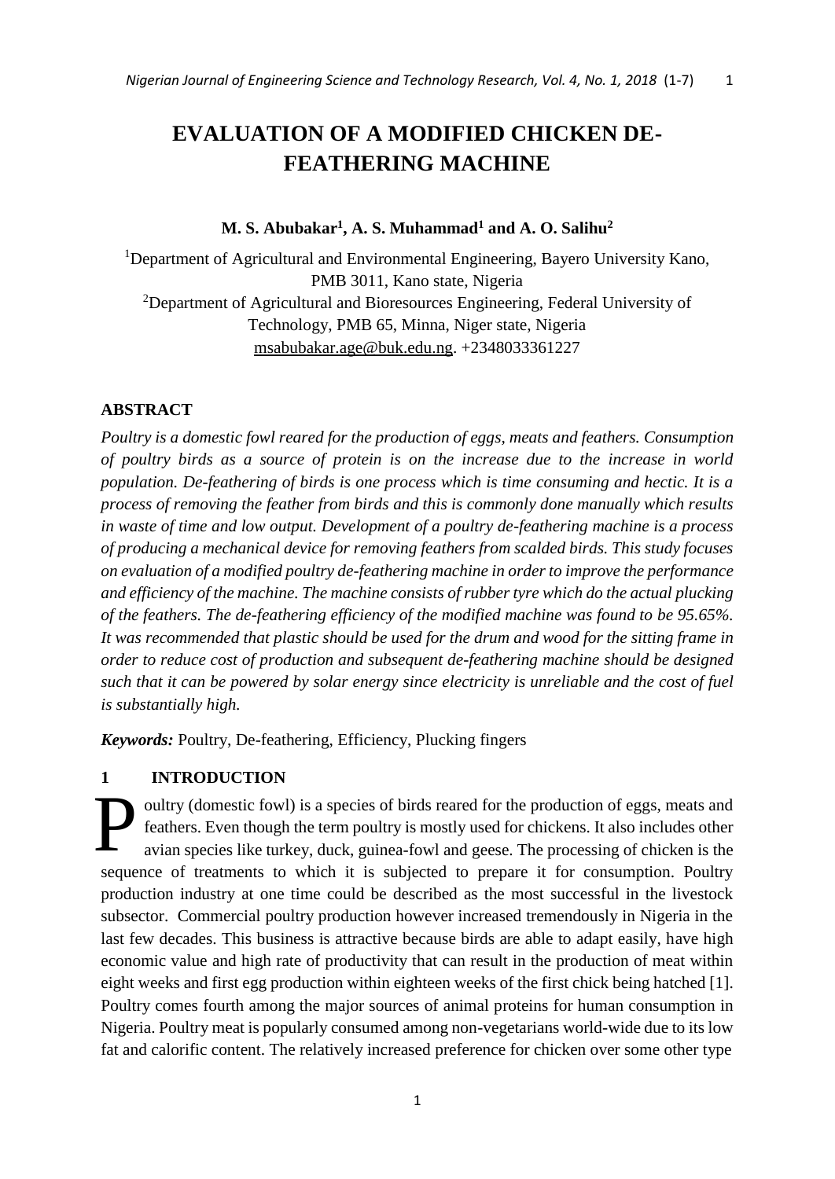# EVALUATION OF A MODIFIED CHICKEN DE-FEATHERING MACHINE

**M. S. Abubakar[1], A. S. Muhammad[1] and A. O. Salihu[2]**

[1]Department of Agricultural and Environmental Engineering, Bayero University Kano, PMB 3011, Kano state, Nigeria

[2]Department of Agricultural and Bioresources Engineering, Federal University of Technology, PMB 65, Minna, Niger state, Nigeria

msabubakar.age@buk.edu.ng. +2348033361227

## ABSTRACT

*Poultry is a domestic fowl reared for the production of eggs, meats and feathers. Consumption of poultry birds as a source of protein is on the increase due to the increase in world population. De-feathering of birds is one process which is time consuming and hectic. It is a process of removing the feather from birds and this is commonly done manually which results in waste of time and low output. Development of a poultry de-feathering machine is a process of producing a mechanical device for removing feathers from scalded birds. This study focuses on evaluation of a modified poultry de-feathering machine in order to improve the performance and efficiency of the machine. The machine consists of rubber tyre which do the actual plucking of the feathers. The de-feathering efficiency of the modified machine was found to be 95.65%. It was recommended that plastic should be used for the drum and wood for the sitting frame in order to reduce cost of production and subsequent de-feathering machine should be designed such that it can be powered by solar energy since electricity is unreliable and the cost of fuel is substantially high.*

***Keywords:*** Poultry, De-feathering, Efficiency, Plucking fingers

## 1 INTRODUCTION

Poultry (domestic fowl) is a species of birds reared for the production of eggs, meats and feathers. Even though the term poultry is mostly used for chickens. It also includes other avian species like turkey, duck, guinea-fowl and geese. The processing of chicken is the sequence of treatments to which it is subjected to prepare it for consumption. Poultry production industry at one time could be described as the most successful in the livestock subsector. Commercial poultry production however increased tremendously in Nigeria in the last few decades. This business is attractive because birds are able to adapt easily, have high economic value and high rate of productivity that can result in the production of meat within eight weeks and first egg production within eighteen weeks of the first chick being hatched [1]. Poultry comes fourth among the major sources of animal proteins for human consumption in Nigeria. Poultry meat is popularly consumed among non-vegetarians world-wide due to its low fat and calorific content. The relatively increased preference for chicken over some other type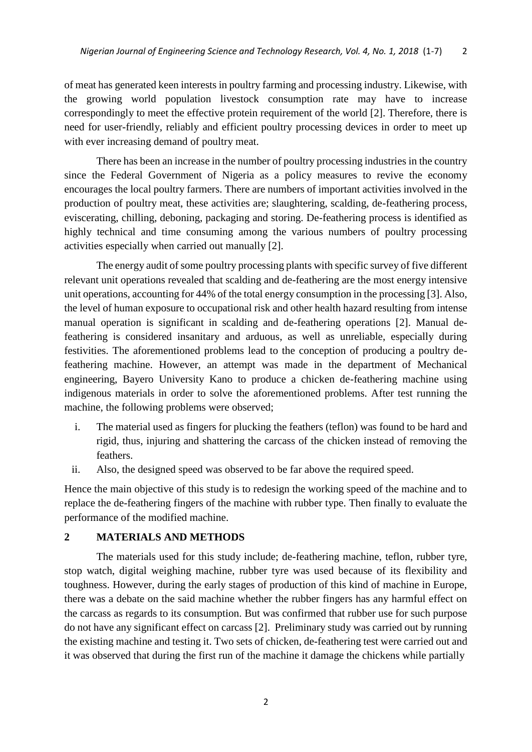of meat has generated keen interests in poultry farming and processing industry. Likewise, with the growing world population livestock consumption rate may have to increase correspondingly to meet the effective protein requirement of the world [2]. Therefore, there is need for user-friendly, reliably and efficient poultry processing devices in order to meet up with ever increasing demand of poultry meat.

There has been an increase in the number of poultry processing industries in the country since the Federal Government of Nigeria as a policy measures to revive the economy encourages the local poultry farmers. There are numbers of important activities involved in the production of poultry meat, these activities are; slaughtering, scalding, de-feathering process, eviscerating, chilling, deboning, packaging and storing. De-feathering process is identified as highly technical and time consuming among the various numbers of poultry processing activities especially when carried out manually [2].

The energy audit of some poultry processing plants with specific survey of five different relevant unit operations revealed that scalding and de-feathering are the most energy intensive unit operations, accounting for 44% of the total energy consumption in the processing [3]. Also, the level of human exposure to occupational risk and other health hazard resulting from intense manual operation is significant in scalding and de-feathering operations [2]. Manual de-feathering is considered insanitary and arduous, as well as unreliable, especially during festivities. The aforementioned problems lead to the conception of producing a poultry de-feathering machine. However, an attempt was made in the department of Mechanical engineering, Bayero University Kano to produce a chicken de-feathering machine using indigenous materials in order to solve the aforementioned problems. After test running the machine, the following problems were observed;

i. The material used as fingers for plucking the feathers (teflon) was found to be hard and rigid, thus, injuring and shattering the carcass of the chicken instead of removing the feathers.
ii. Also, the designed speed was observed to be far above the required speed.

Hence the main objective of this study is to redesign the working speed of the machine and to replace the de-feathering fingers of the machine with rubber type. Then finally to evaluate the performance of the modified machine.

## 2 MATERIALS AND METHODS

The materials used for this study include; de-feathering machine, teflon, rubber tyre, stop watch, digital weighing machine, rubber tyre was used because of its flexibility and toughness. However, during the early stages of production of this kind of machine in Europe, there was a debate on the said machine whether the rubber fingers has any harmful effect on the carcass as regards to its consumption. But was confirmed that rubber use for such purpose do not have any significant effect on carcass [2]. Preliminary study was carried out by running the existing machine and testing it. Two sets of chicken, de-feathering test were carried out and it was observed that during the first run of the machine it damage the chickens while partially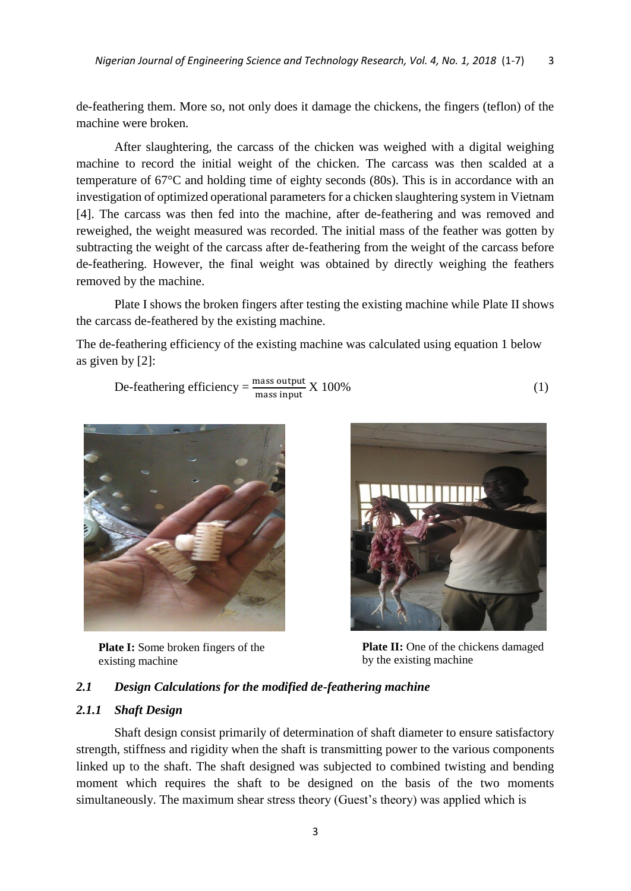de-feathering them. More so, not only does it damage the chickens, the fingers (teflon) of the machine were broken.

After slaughtering, the carcass of the chicken was weighed with a digital weighing machine to record the initial weight of the chicken. The carcass was then scalded at a temperature of 67°C and holding time of eighty seconds (80s). This is in accordance with an investigation of optimized operational parameters for a chicken slaughtering system in Vietnam [4]. The carcass was then fed into the machine, after de-feathering and was removed and reweighed, the weight measured was recorded. The initial mass of the feather was gotten by subtracting the weight of the carcass after de-feathering from the weight of the carcass before de-feathering. However, the final weight was obtained by directly weighing the feathers removed by the machine.

Plate I shows the broken fingers after testing the existing machine while Plate II shows the carcass de-feathered by the existing machine.

The de-feathering efficiency of the existing machine was calculated using equation 1 below as given by [2]:

$$\text{De-feathering efficiency} = \frac{\text{mass output}}{\text{mass input}} \text{ X } 100\% \qquad (1)$$

**Plate I:** Some broken fingers of the existing machine

**Plate II:** One of the chickens damaged by the existing machine

### *2.1 Design Calculations for the modified de-feathering machine*

#### *2.1.1 Shaft Design*

Shaft design consist primarily of determination of shaft diameter to ensure satisfactory strength, stiffness and rigidity when the shaft is transmitting power to the various components linked up to the shaft. The shaft designed was subjected to combined twisting and bending moment which requires the shaft to be designed on the basis of the two moments simultaneously. The maximum shear stress theory (Guest's theory) was applied which is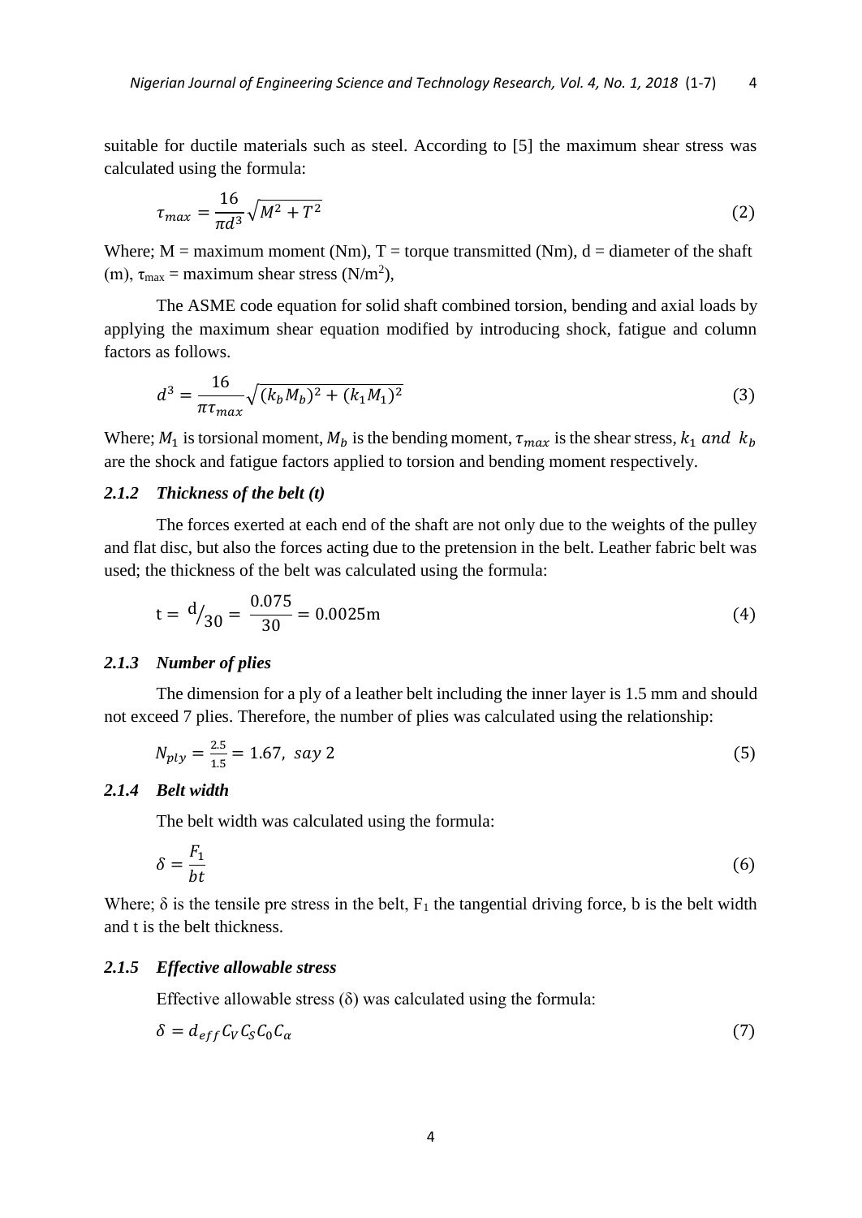suitable for ductile materials such as steel. According to [5] the maximum shear stress was calculated using the formula:

$$\tau_{max} = \frac{16}{\pi d^3}\sqrt{M^2 + T^2} \tag{2}$$

Where; M = maximum moment (Nm), T = torque transmitted (Nm), d = diameter of the shaft (m), $\tau_{max}$ = maximum shear stress (N/m$^2$),

The ASME code equation for solid shaft combined torsion, bending and axial loads by applying the maximum shear equation modified by introducing shock, fatigue and column factors as follows.

$$d^3 = \frac{16}{\pi \tau_{max}}\sqrt{(k_b M_b)^2 + (k_1 M_1)^2} \tag{3}$$

Where; $M_1$ is torsional moment, $M_b$ is the bending moment, $\tau_{max}$ is the shear stress, $k_1$ *and* $k_b$ are the shock and fatigue factors applied to torsion and bending moment respectively.

### *2.1.2 Thickness of the belt (t)*

The forces exerted at each end of the shaft are not only due to the weights of the pulley and flat disc, but also the forces acting due to the pretension in the belt. Leather fabric belt was used; the thickness of the belt was calculated using the formula:

$$\mathrm{t} = {}^{\mathrm{d}}/_{30} = \frac{0.075}{30} = 0.0025\mathrm{m} \tag{4}$$

### *2.1.3 Number of plies*

The dimension for a ply of a leather belt including the inner layer is 1.5 mm and should not exceed 7 plies. Therefore, the number of plies was calculated using the relationship:

$$N_{ply} = \frac{2.5}{1.5} = 1.67,\ say\ 2 \tag{5}$$

### *2.1.4 Belt width*

The belt width was calculated using the formula:

$$\delta = \frac{F_1}{bt} \tag{6}$$

Where; $\delta$ is the tensile pre stress in the belt, $F_1$ the tangential driving force, b is the belt width and t is the belt thickness.

### *2.1.5 Effective allowable stress*

Effective allowable stress ($\delta$) was calculated using the formula:

$$\delta = d_{eff} C_V C_S C_0 C_\alpha \tag{7}$$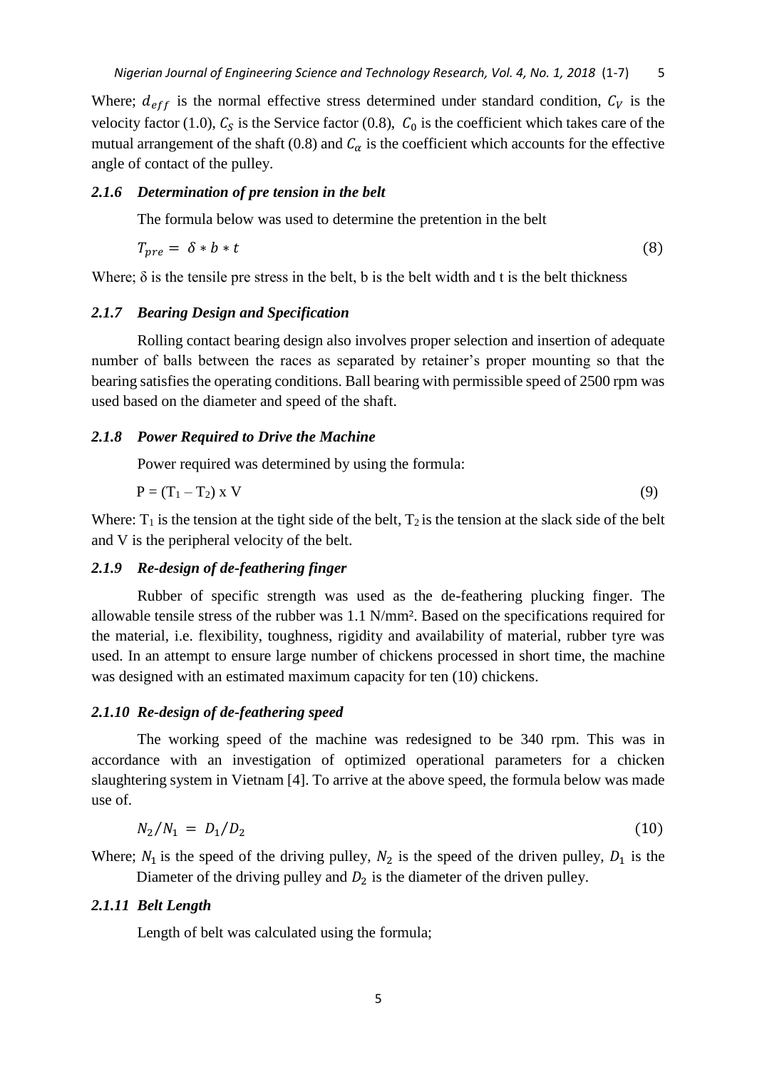Where; $d_{eff}$ is the normal effective stress determined under standard condition, $C_V$ is the velocity factor (1.0), $C_S$ is the Service factor (0.8), $C_0$ is the coefficient which takes care of the mutual arrangement of the shaft (0.8) and $C_\alpha$ is the coefficient which accounts for the effective angle of contact of the pulley.

### *2.1.6 Determination of pre tension in the belt*

The formula below was used to determine the pretention in the belt

$$T_{pre} = \delta * b * t \tag{8}$$

Where; δ is the tensile pre stress in the belt, b is the belt width and t is the belt thickness

### *2.1.7 Bearing Design and Specification*

Rolling contact bearing design also involves proper selection and insertion of adequate number of balls between the races as separated by retainer's proper mounting so that the bearing satisfies the operating conditions. Ball bearing with permissible speed of 2500 rpm was used based on the diameter and speed of the shaft.

### *2.1.8 Power Required to Drive the Machine*

Power required was determined by using the formula:

$$P = (T_1 - T_2) \times V \tag{9}$$

Where: $T_1$ is the tension at the tight side of the belt, $T_2$ is the tension at the slack side of the belt and V is the peripheral velocity of the belt.

### *2.1.9 Re-design of de-feathering finger*

Rubber of specific strength was used as the de-feathering plucking finger. The allowable tensile stress of the rubber was 1.1 N/mm². Based on the specifications required for the material, i.e. flexibility, toughness, rigidity and availability of material, rubber tyre was used. In an attempt to ensure large number of chickens processed in short time, the machine was designed with an estimated maximum capacity for ten (10) chickens.

### *2.1.10 Re-design of de-feathering speed*

The working speed of the machine was redesigned to be 340 rpm. This was in accordance with an investigation of optimized operational parameters for a chicken slaughtering system in Vietnam [4]. To arrive at the above speed, the formula below was made use of.

$$N_2/N_1 = D_1/D_2 \tag{10}$$

Where; $N_1$ is the speed of the driving pulley, $N_2$ is the speed of the driven pulley, $D_1$ is the Diameter of the driving pulley and $D_2$ is the diameter of the driven pulley.

### *2.1.11 Belt Length*

Length of belt was calculated using the formula;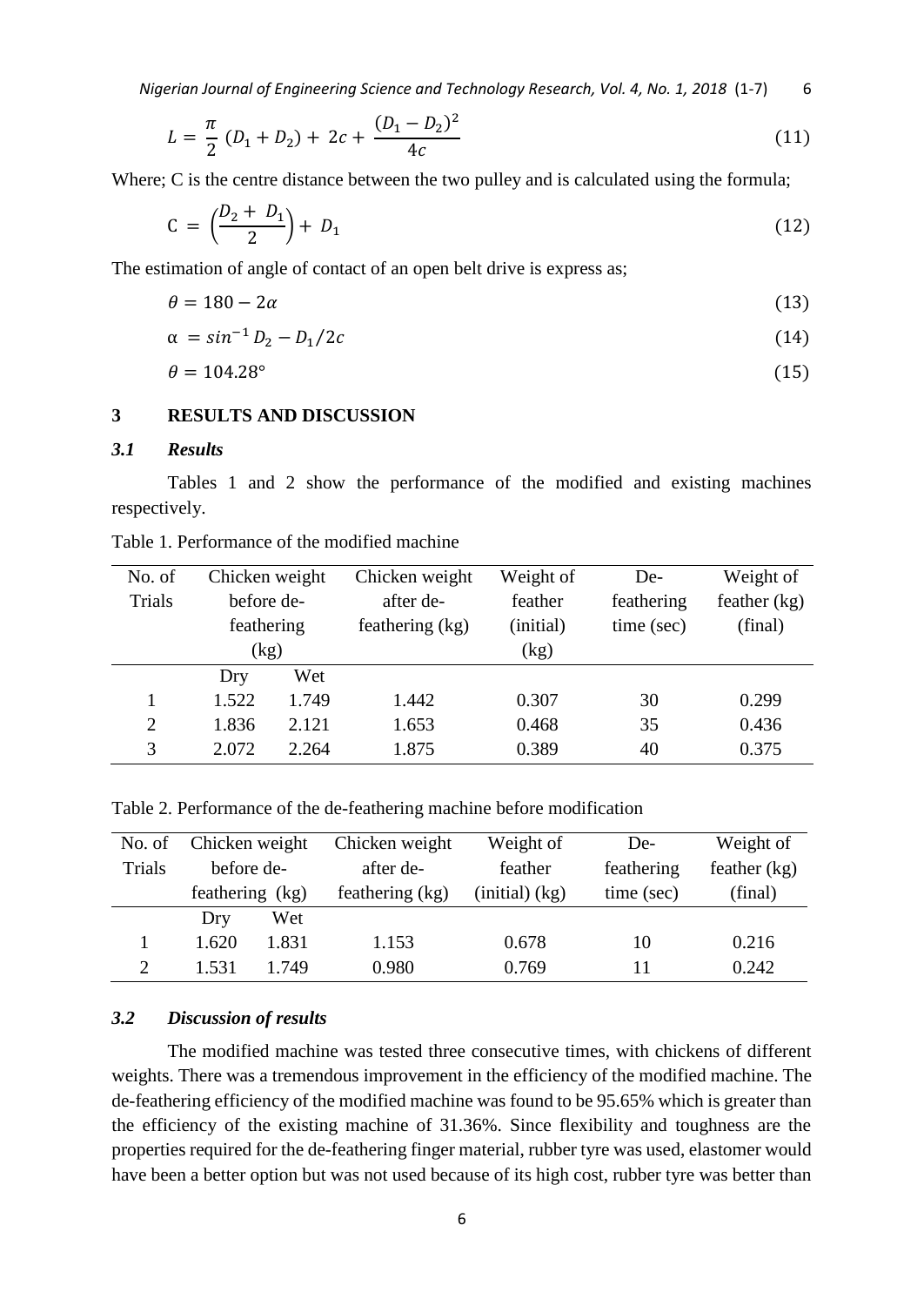$$L = \frac{\pi}{2}(D_1 + D_2) + 2c + \frac{(D_1 - D_2)^2}{4c} \tag{11}$$

Where; C is the centre distance between the two pulley and is calculated using the formula;

$$C = \left(\frac{D_2 + D_1}{2}\right) + D_1 \tag{12}$$

The estimation of angle of contact of an open belt drive is express as;

$$\theta = 180 - 2\alpha \tag{13}$$

$$\alpha = sin^{-1} D_2 - D_1/2c \tag{14}$$

$$\theta = 104.28° \tag{15}$$

## 3 RESULTS AND DISCUSSION

### *3.1 Results*

Tables 1 and 2 show the performance of the modified and existing machines respectively.

Table 1. Performance of the modified machine

| No. of Trials | Chicken weight before de-feathering (kg) | | Chicken weight after de-feathering (kg) | Weight of feather (initial) (kg) | De-feathering time (sec) | Weight of feather (kg) (final) |
|---|---|---|---|---|---|---|
| | Dry | Wet | | | | |
| 1 | 1.522 | 1.749 | 1.442 | 0.307 | 30 | 0.299 |
| 2 | 1.836 | 2.121 | 1.653 | 0.468 | 35 | 0.436 |
| 3 | 2.072 | 2.264 | 1.875 | 0.389 | 40 | 0.375 |

Table 2. Performance of the de-feathering machine before modification

| No. of Trials | Chicken weight before de-feathering (kg) | | Chicken weight after de-feathering (kg) | Weight of feather (initial) (kg) | De-feathering time (sec) | Weight of feather (kg) (final) |
|---|---|---|---|---|---|---|
| | Dry | Wet | | | | |
| 1 | 1.620 | 1.831 | 1.153 | 0.678 | 10 | 0.216 |
| 2 | 1.531 | 1.749 | 0.980 | 0.769 | 11 | 0.242 |

### *3.2 Discussion of results*

The modified machine was tested three consecutive times, with chickens of different weights. There was a tremendous improvement in the efficiency of the modified machine. The de-feathering efficiency of the modified machine was found to be 95.65% which is greater than the efficiency of the existing machine of 31.36%. Since flexibility and toughness are the properties required for the de-feathering finger material, rubber tyre was used, elastomer would have been a better option but was not used because of its high cost, rubber tyre was better than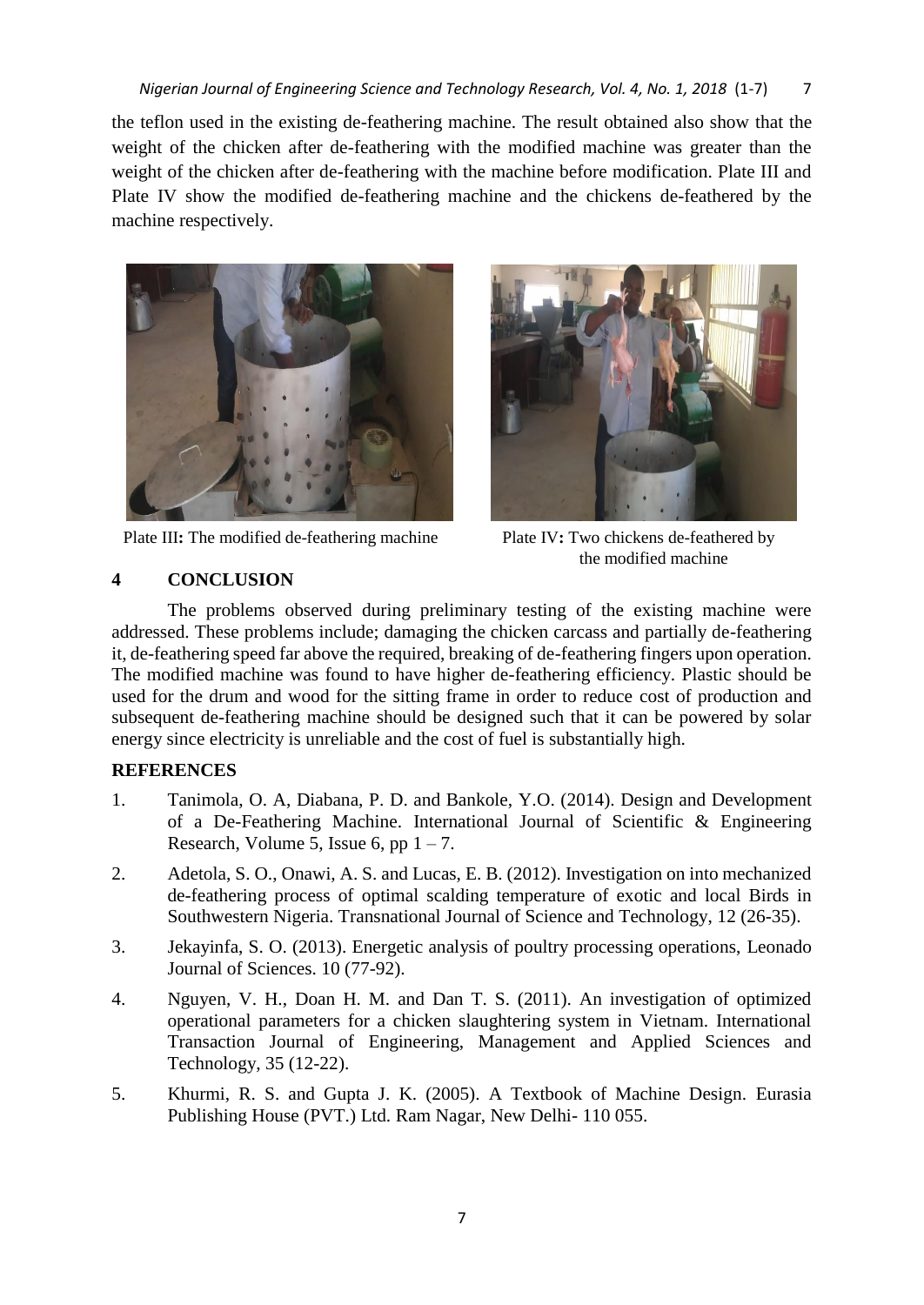the teflon used in the existing de-feathering machine. The result obtained also show that the weight of the chicken after de-feathering with the modified machine was greater than the weight of the chicken after de-feathering with the machine before modification. Plate III and Plate IV show the modified de-feathering machine and the chickens de-feathered by the machine respectively.

Plate III**:** The modified de-feathering machine

Plate IV**:** Two chickens de-feathered by the modified machine

## 4 CONCLUSION

The problems observed during preliminary testing of the existing machine were addressed. These problems include; damaging the chicken carcass and partially de-feathering it, de-feathering speed far above the required, breaking of de-feathering fingers upon operation. The modified machine was found to have higher de-feathering efficiency. Plastic should be used for the drum and wood for the sitting frame in order to reduce cost of production and subsequent de-feathering machine should be designed such that it can be powered by solar energy since electricity is unreliable and the cost of fuel is substantially high.

## REFERENCES

1. Tanimola, O. A, Diabana, P. D. and Bankole, Y.O. (2014). Design and Development of a De-Feathering Machine. International Journal of Scientific & Engineering Research, Volume 5, Issue 6, pp 1 – 7.
2. Adetola, S. O., Onawi, A. S. and Lucas, E. B. (2012). Investigation on into mechanized de-feathering process of optimal scalding temperature of exotic and local Birds in Southwestern Nigeria. Transnational Journal of Science and Technology, 12 (26-35).
3. Jekayinfa, S. O. (2013). Energetic analysis of poultry processing operations, Leonado Journal of Sciences. 10 (77-92).
4. Nguyen, V. H., Doan H. M. and Dan T. S. (2011). An investigation of optimized operational parameters for a chicken slaughtering system in Vietnam. International Transaction Journal of Engineering, Management and Applied Sciences and Technology, 35 (12-22).
5. Khurmi, R. S. and Gupta J. K. (2005). A Textbook of Machine Design. Eurasia Publishing House (PVT.) Ltd. Ram Nagar, New Delhi- 110 055.